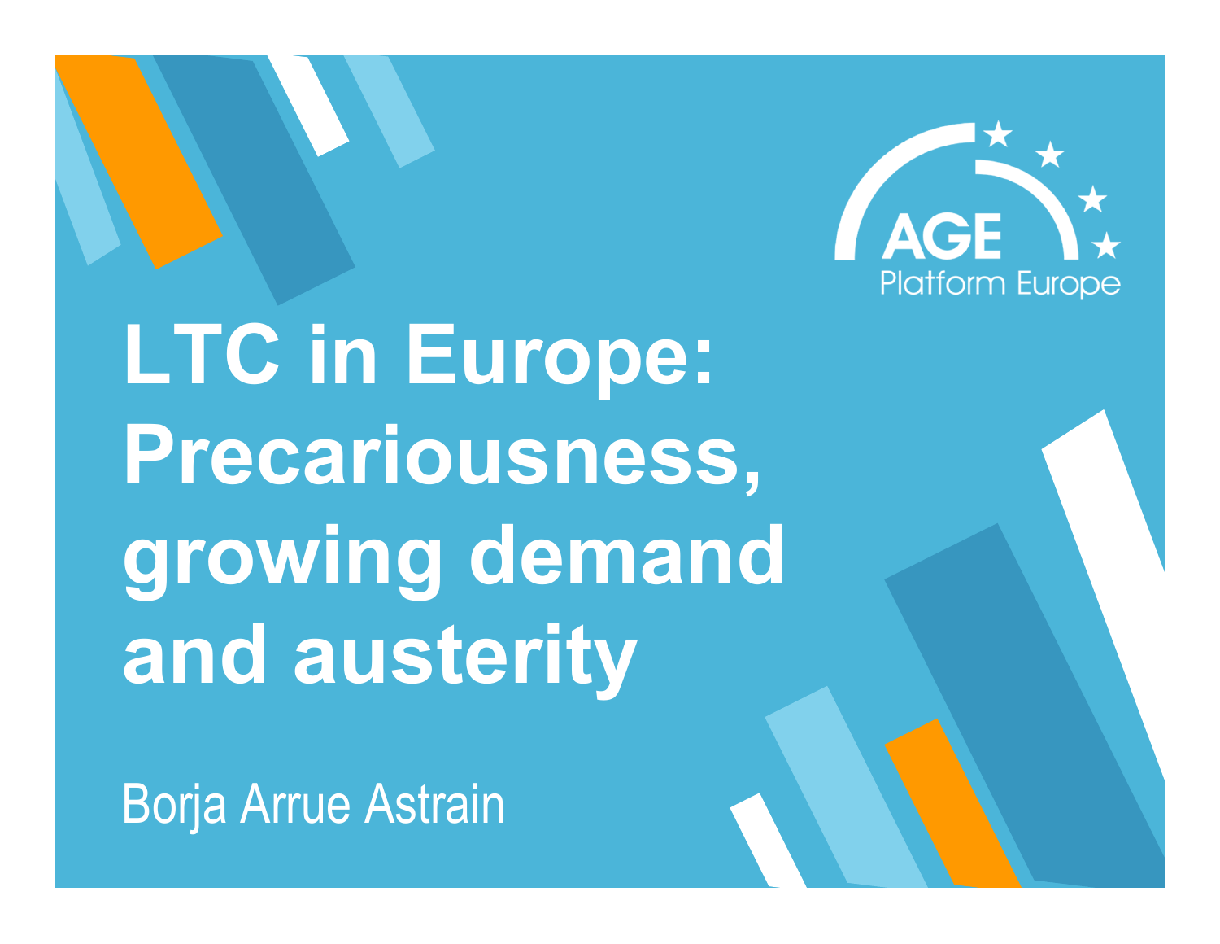AGE Platform Europe

# LTC in Europe: Precariousness, growing demand and austerity

Borja Arrue Astrain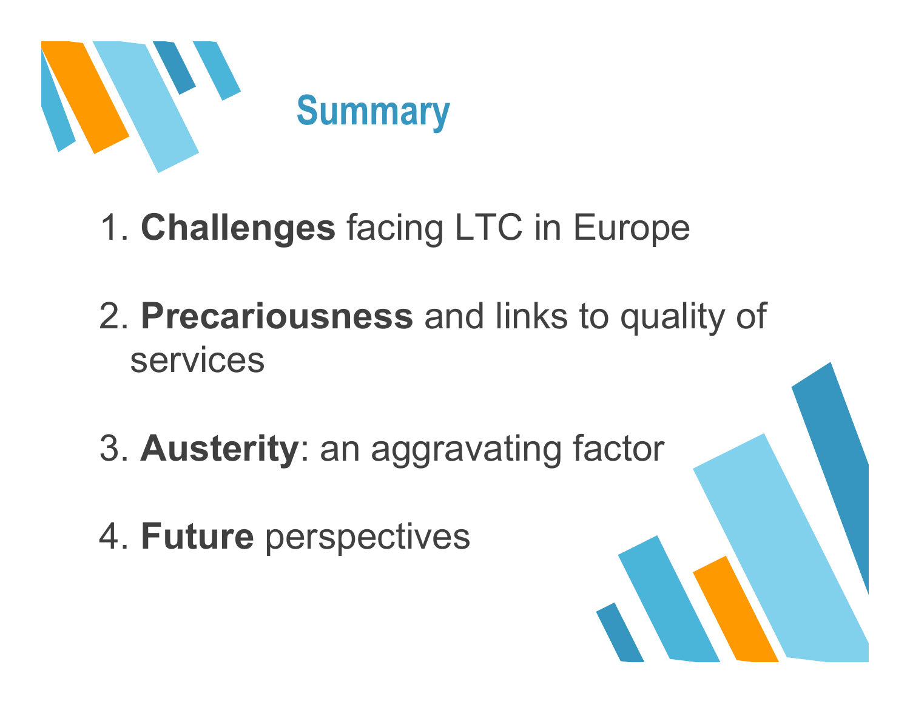# Summary

1. **Challenges** facing LTC in Europe

2. **Precariousness** and links to quality of services

3. **Austerity**: an aggravating factor

4. **Future** perspectives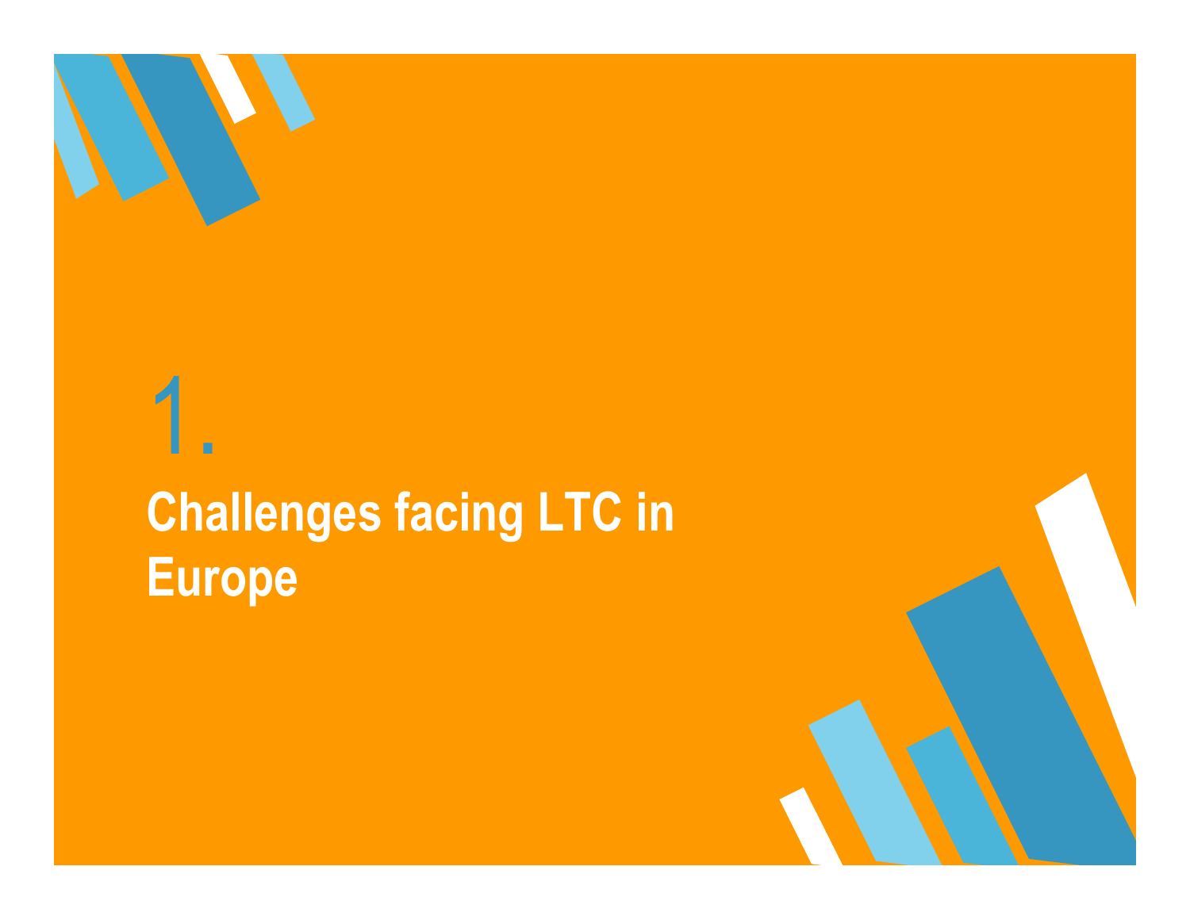# 1.

## Challenges facing LTC in Europe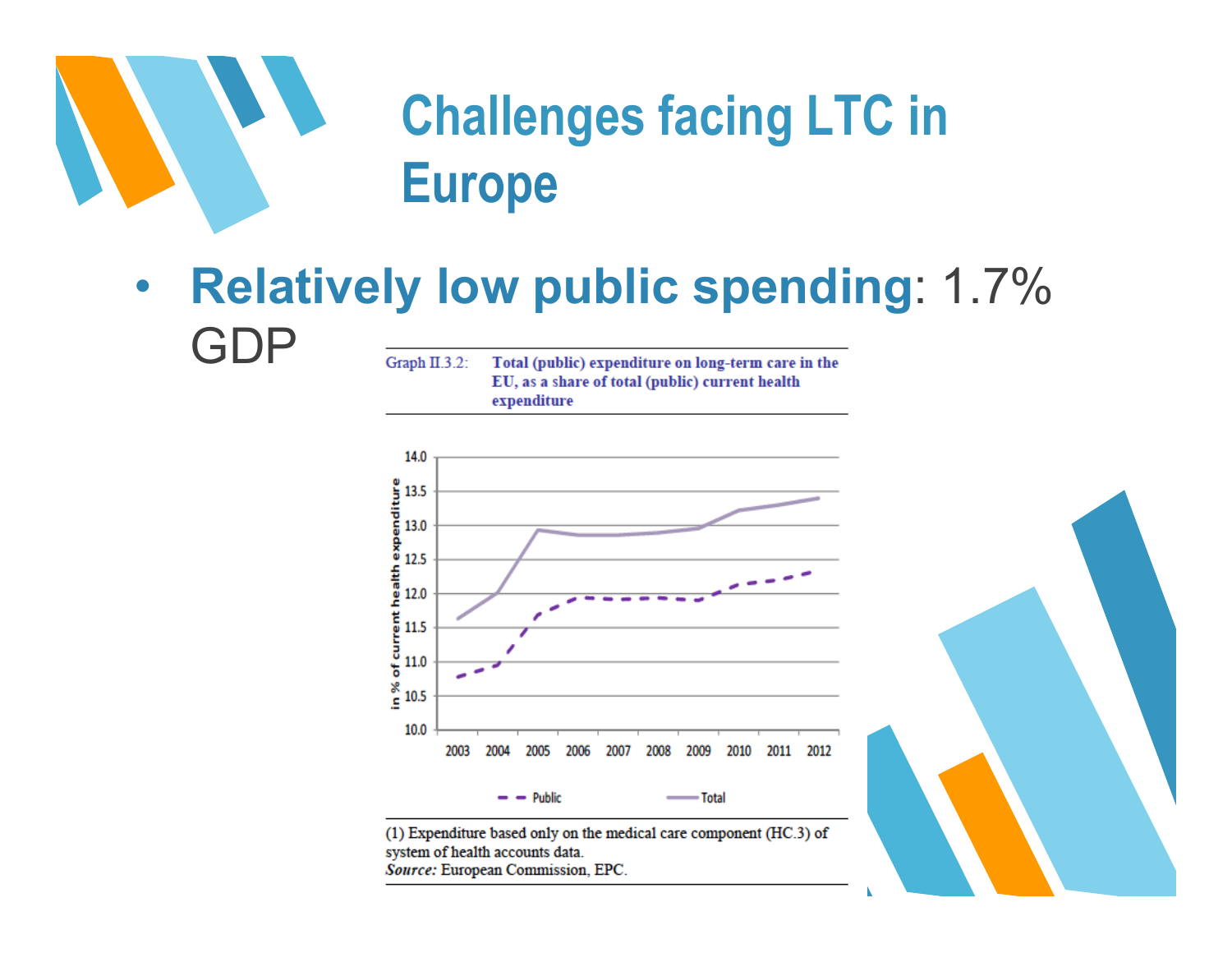# Challenges facing LTC in Europe

- **Relatively low public spending**: 1.7% GDP

Graph II.3.2: **Total (public) expenditure on long-term care in the EU, as a share of total (public) current health expenditure**

(1) Expenditure based only on the medical care component (HC.3) of system of health accounts data.
*Source:* European Commission, EPC.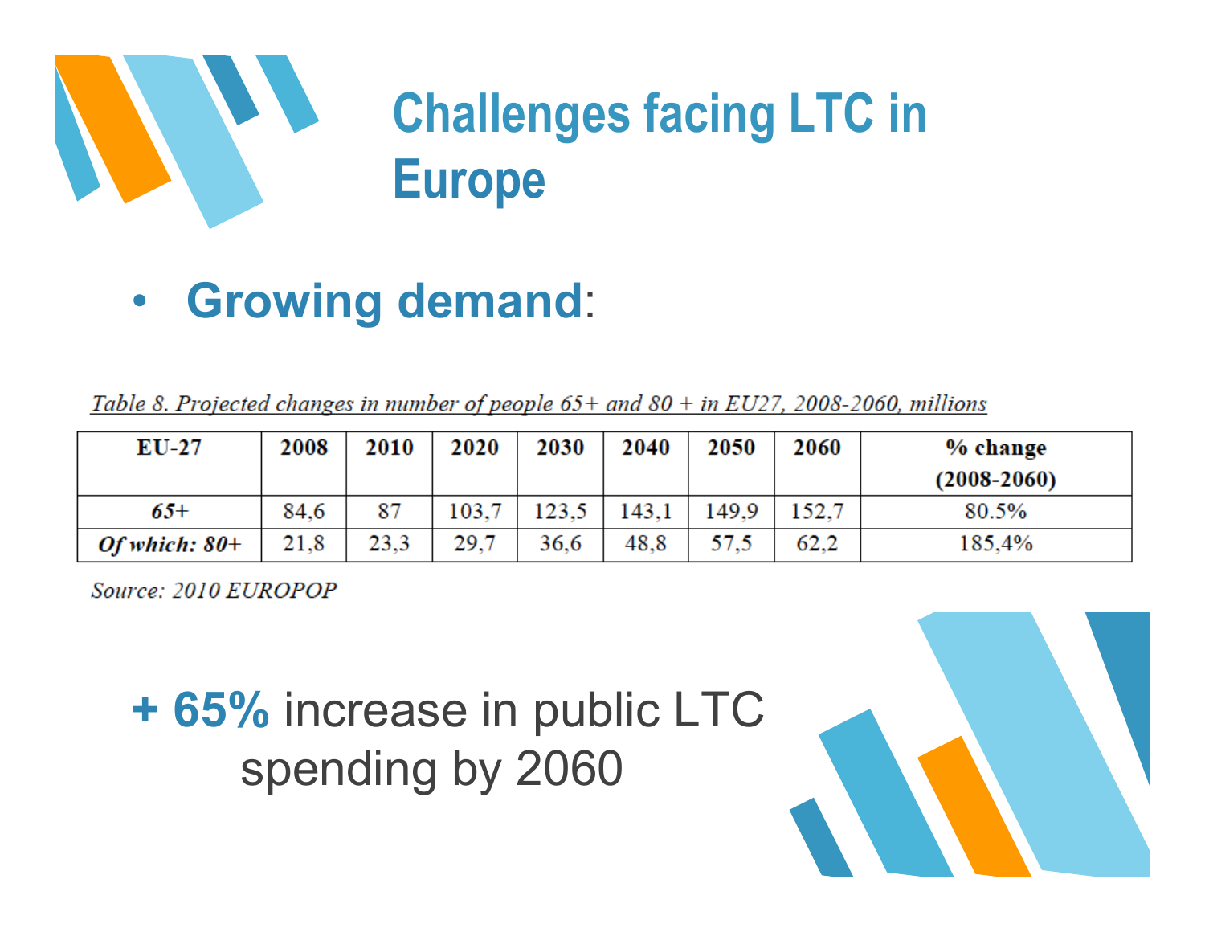# Challenges facing LTC in Europe

- **Growing demand**:

*Table 8. Projected changes in number of people 65+ and 80 + in EU27, 2008-2060, millions*

| EU-27 | 2008 | 2010 | 2020 | 2030 | 2040 | 2050 | 2060 | % change (2008-2060) |
|---|---|---|---|---|---|---|---|---|
| ***65+*** | 84,6 | 87 | 103,7 | 123,5 | 143,1 | 149,9 | 152,7 | 80.5% |
| ***Of which: 80+*** | 21,8 | 23,3 | 29,7 | 36,6 | 48,8 | 57,5 | 62,2 | 185,4% |

*Source: 2010 EUROPOP*

**+ 65%** increase in public LTC spending by 2060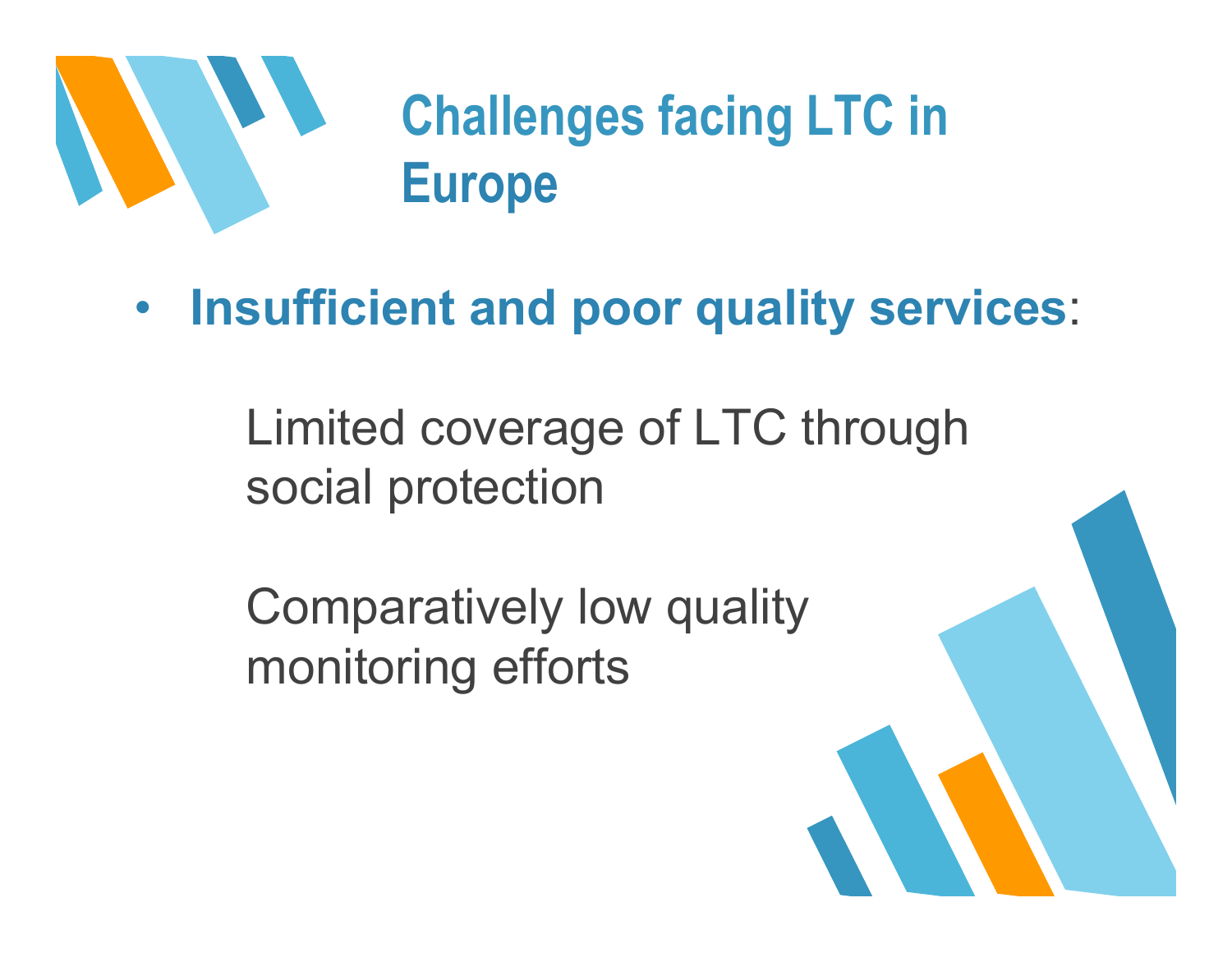# Challenges facing LTC in Europe

- **Insufficient and poor quality services**:

  Limited coverage of LTC through social protection

  Comparatively low quality monitoring efforts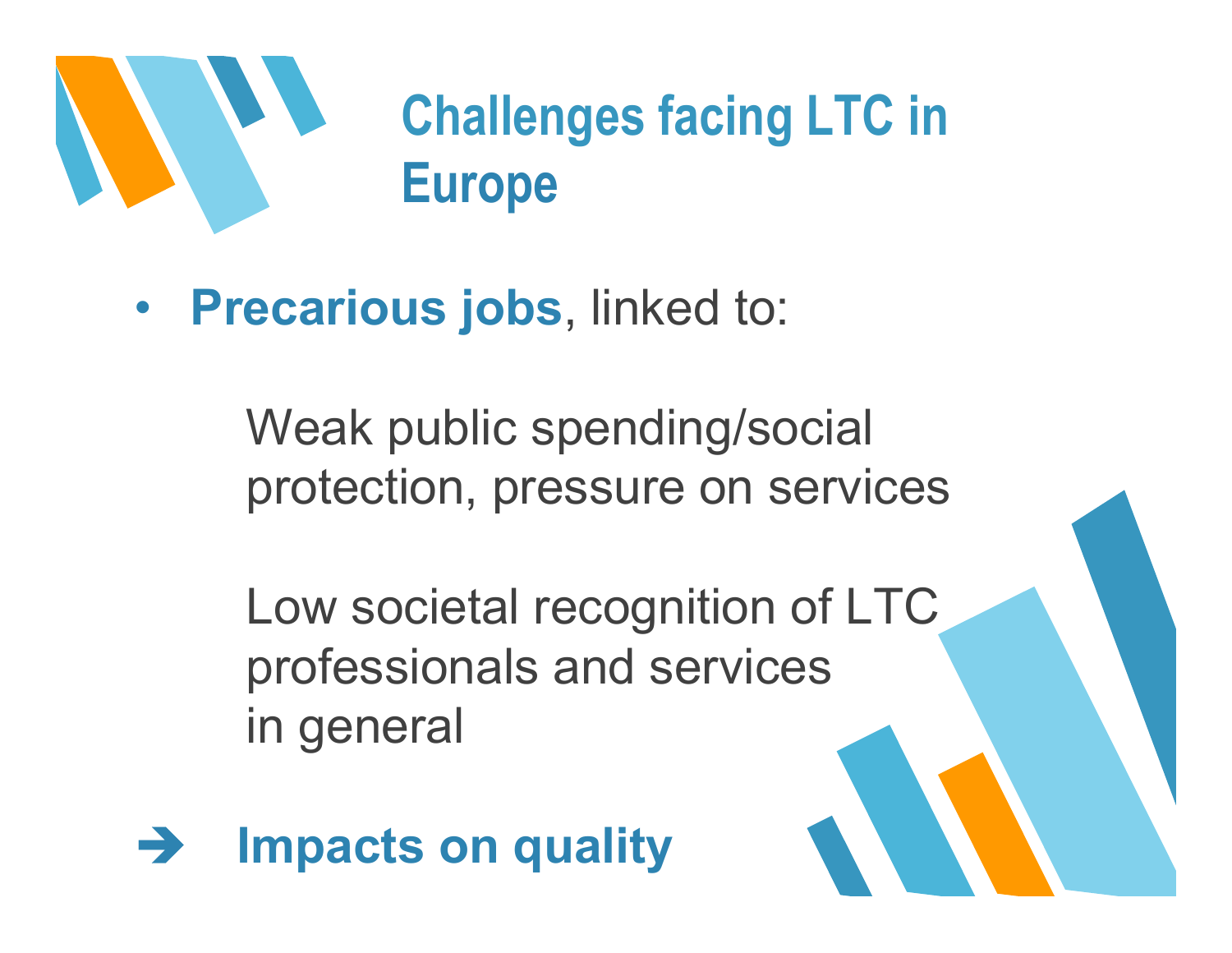# Challenges facing LTC in Europe

- **Precarious jobs**, linked to:

  Weak public spending/social protection, pressure on services

  Low societal recognition of LTC professionals and services in general

➔ **Impacts on quality**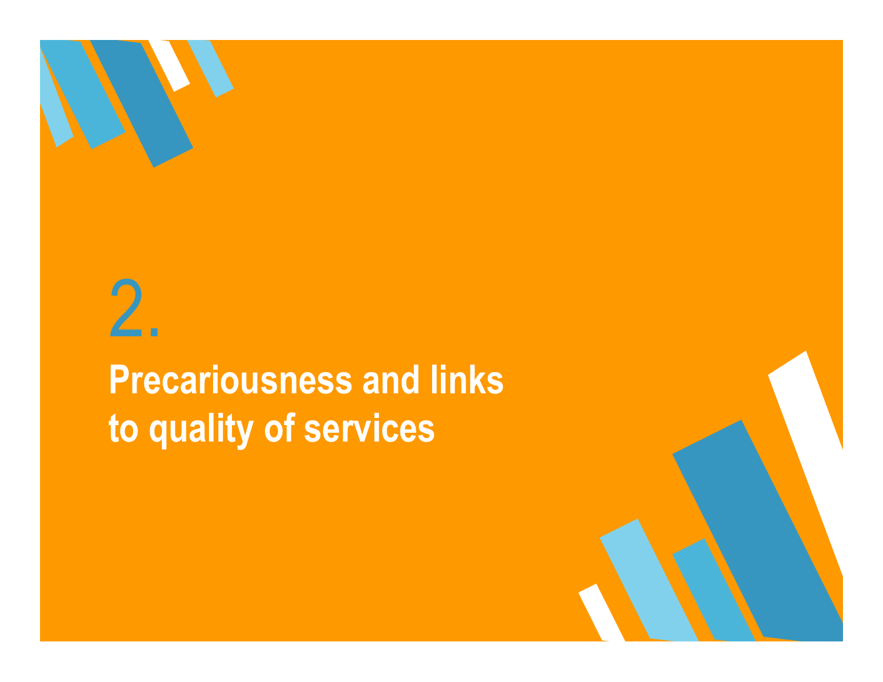# 2.

## Precariousness and links to quality of services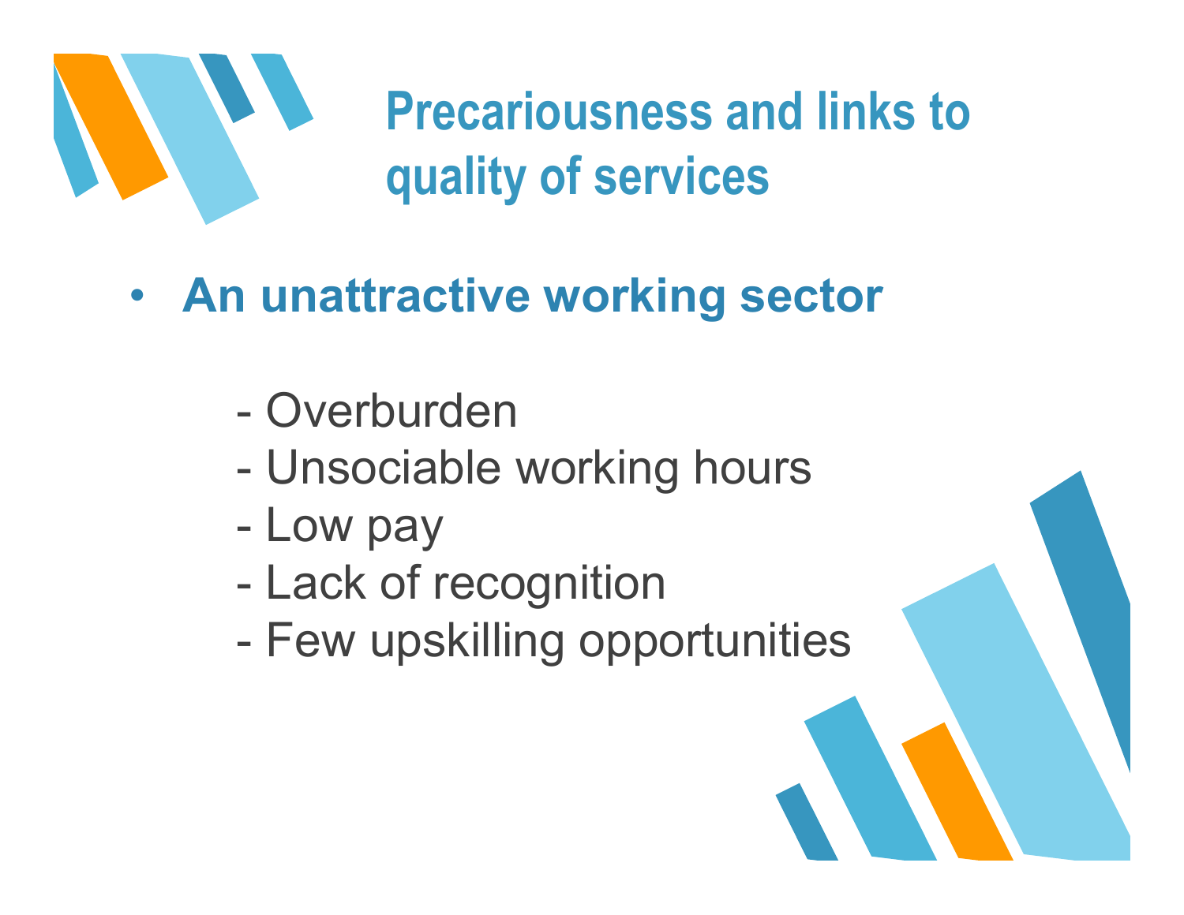# Precariousness and links to quality of services

- **An unattractive working sector**

  - Overburden
  - Unsociable working hours
  - Low pay
  - Lack of recognition
  - Few upskilling opportunities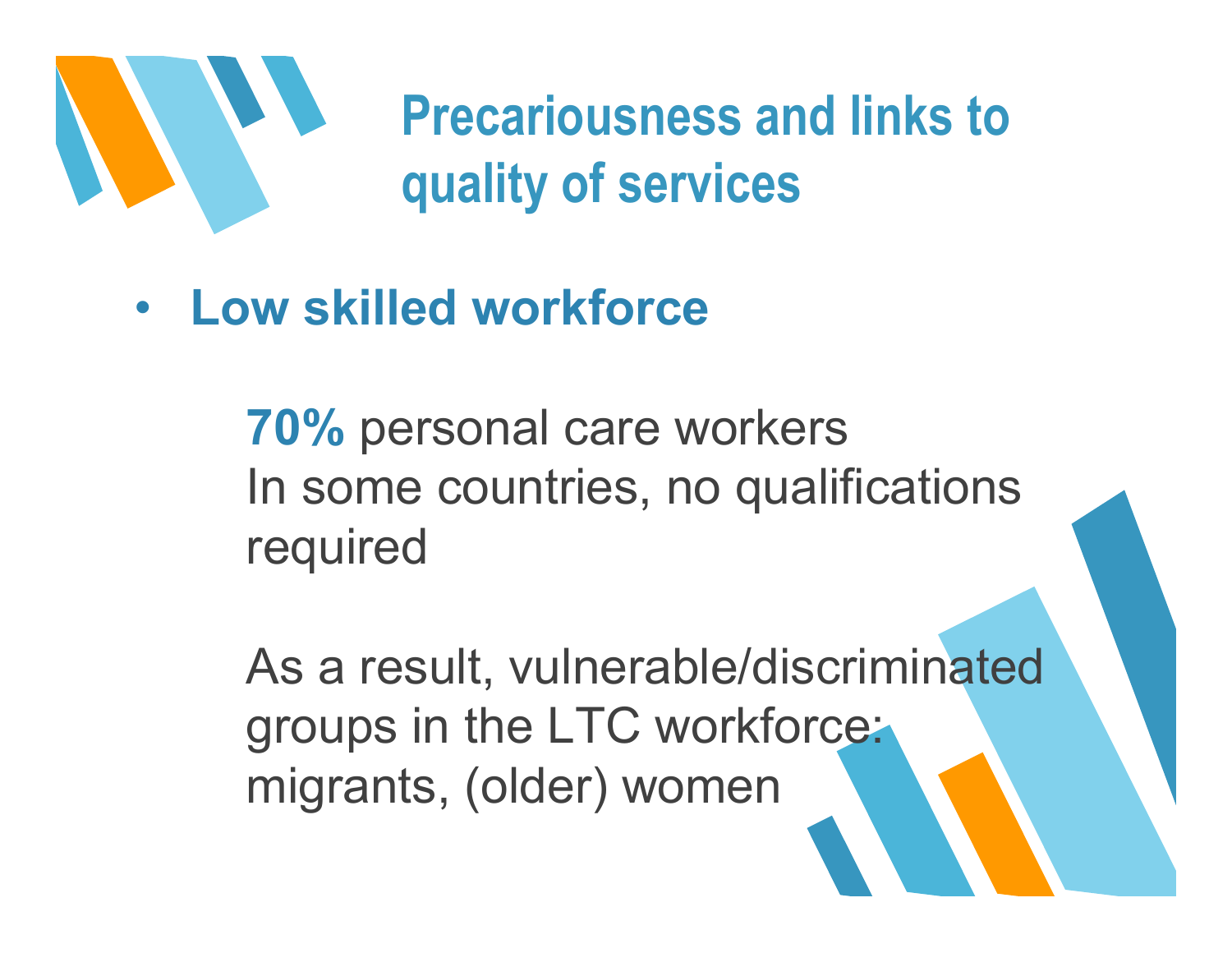# Precariousness and links to quality of services

- **Low skilled workforce**

  **70%** personal care workers
  In some countries, no qualifications required

  As a result, vulnerable/discriminated groups in the LTC workforce: migrants, (older) women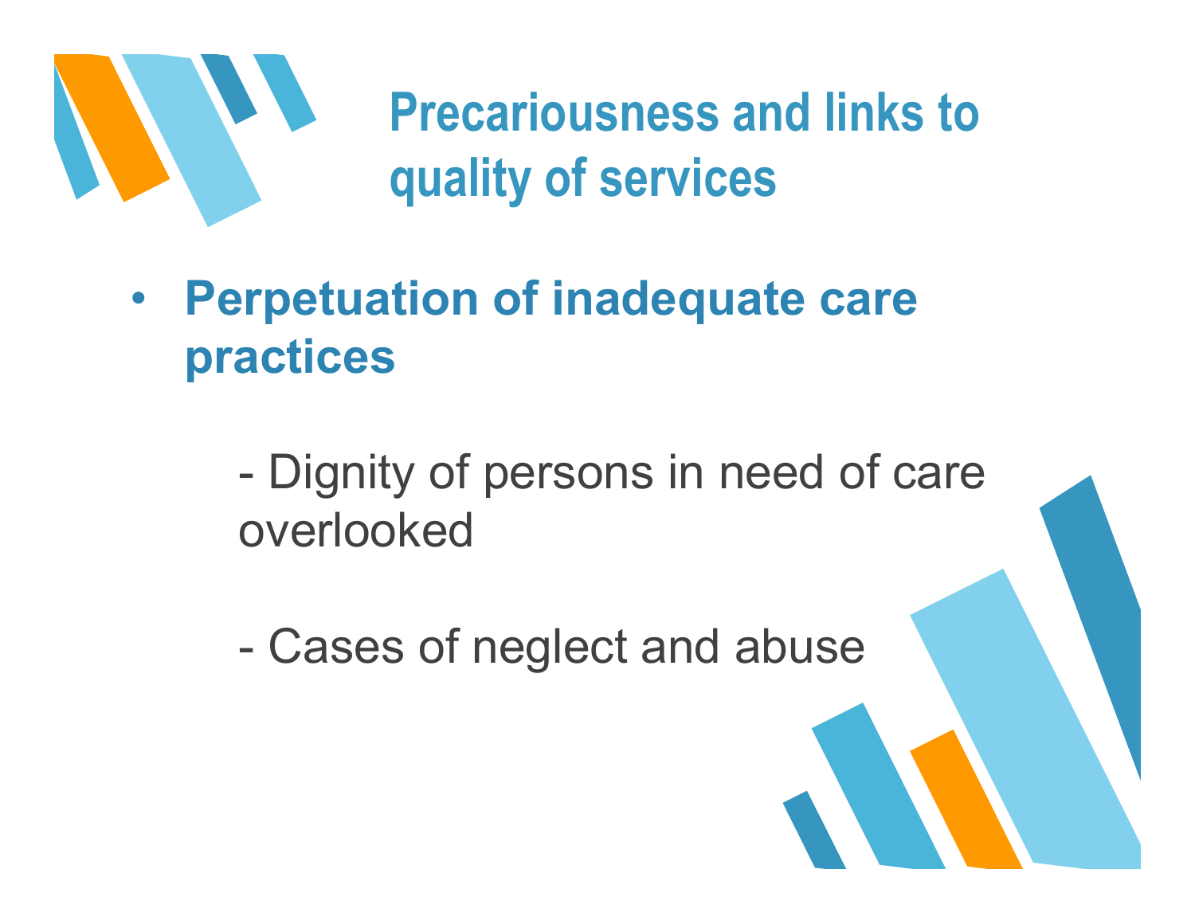# Precariousness and links to quality of services

- **Perpetuation of inadequate care practices**

  - Dignity of persons in need of care overlooked

  - Cases of neglect and abuse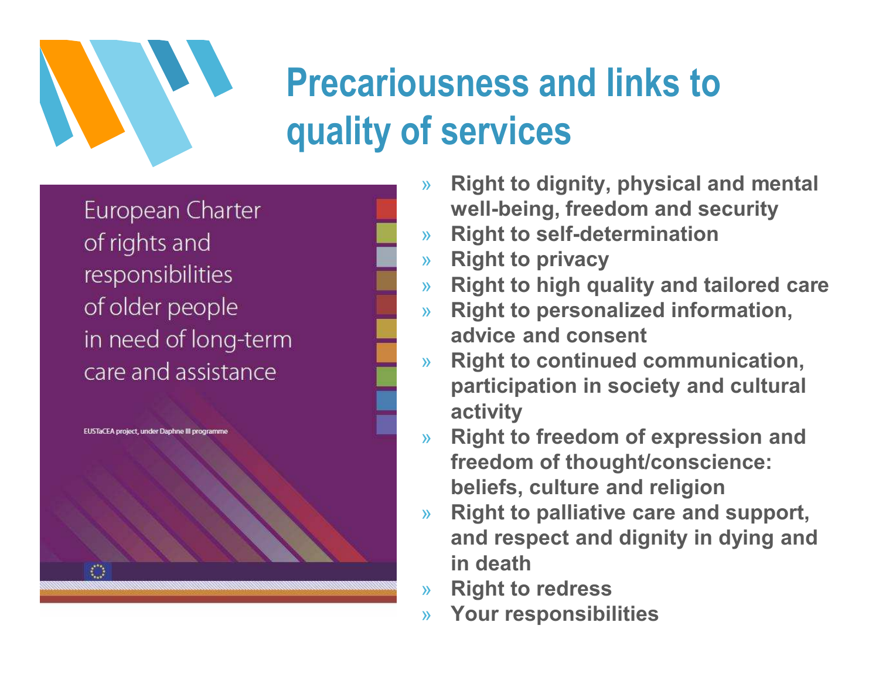# Precariousness and links to quality of services

European Charter of rights and responsibilities of older people in need of long-term care and assistance

EUSTaCEA project, under Daphne III programme

- **Right to dignity, physical and mental well-being, freedom and security**
- **Right to self-determination**
- **Right to privacy**
- **Right to high quality and tailored care**
- **Right to personalized information, advice and consent**
- **Right to continued communication, participation in society and cultural activity**
- **Right to freedom of expression and freedom of thought/conscience: beliefs, culture and religion**
- **Right to palliative care and support, and respect and dignity in dying and in death**
- **Right to redress**
- **Your responsibilities**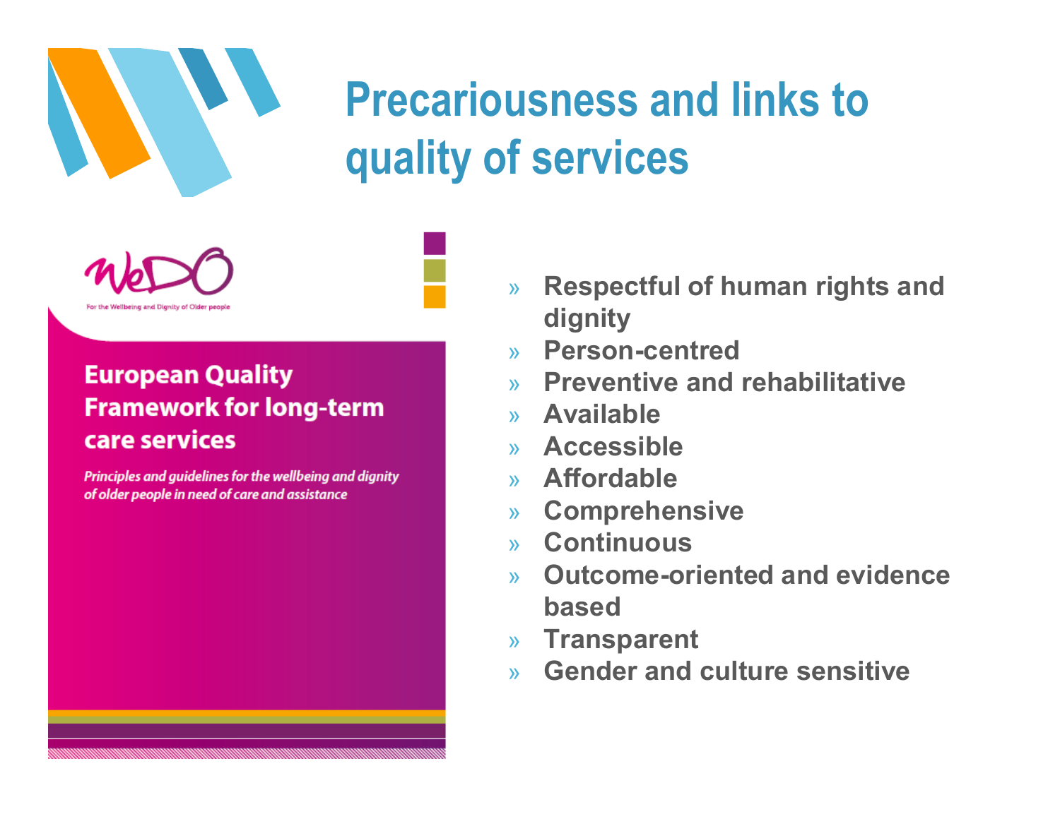# Precariousness and links to quality of services

WeDO

For the Wellbeing and Dignity of Older people

**European Quality Framework for long-term care services**

*Principles and guidelines for the wellbeing and dignity of older people in need of care and assistance*

- **Respectful of human rights and dignity**
- **Person-centred**
- **Preventive and rehabilitative**
- **Available**
- **Accessible**
- **Affordable**
- **Comprehensive**
- **Continuous**
- **Outcome-oriented and evidence based**
- **Transparent**
- **Gender and culture sensitive**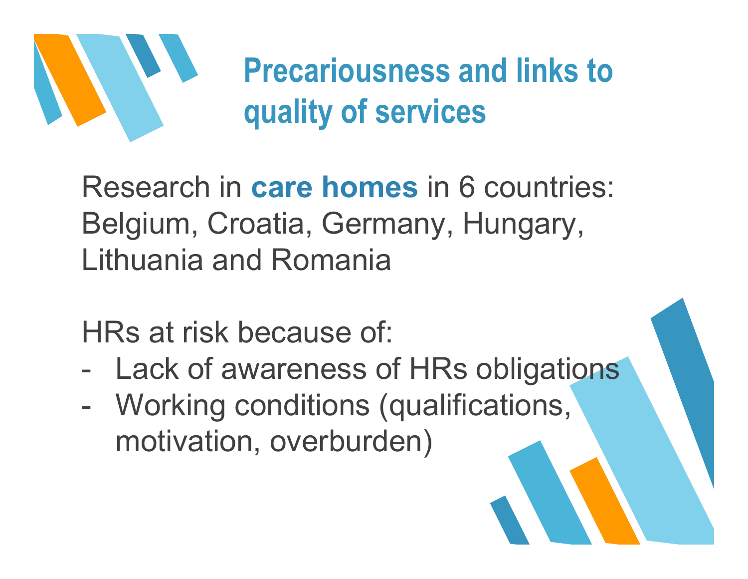# Precariousness and links to quality of services

Research in **care homes** in 6 countries: Belgium, Croatia, Germany, Hungary, Lithuania and Romania

HRs at risk because of:

- Lack of awareness of HRs obligations
- Working conditions (qualifications, motivation, overburden)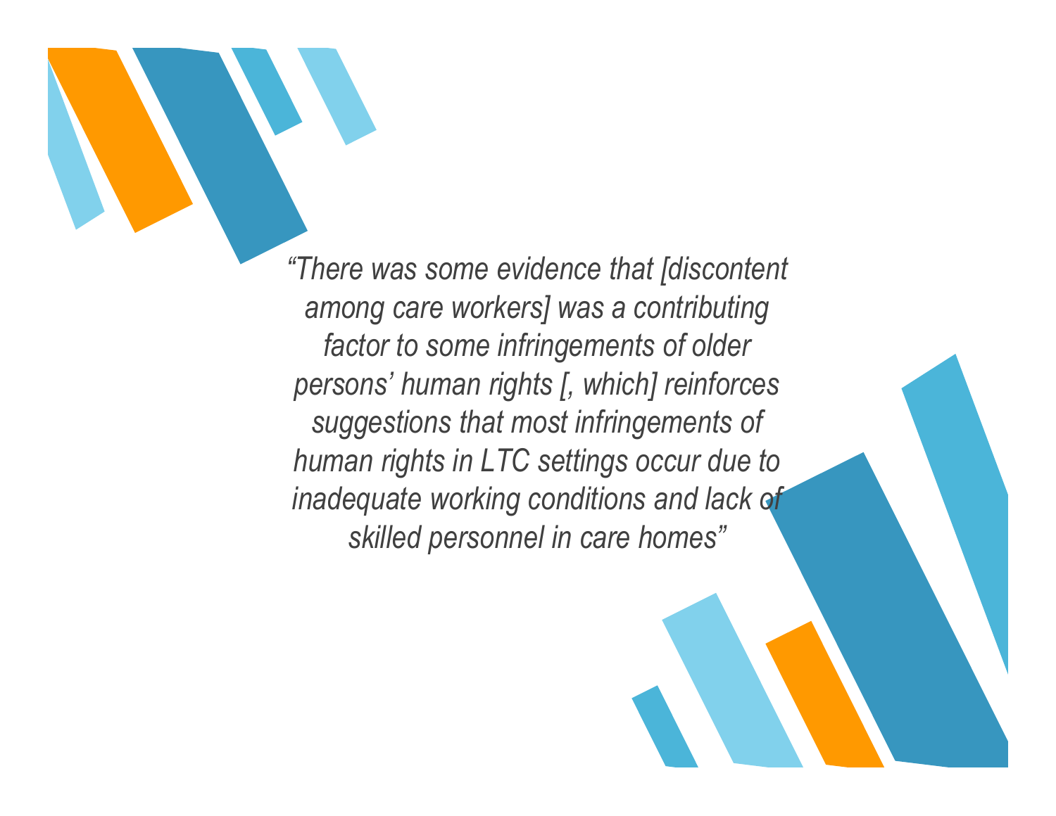*“There was some evidence that [discontent among care workers] was a contributing factor to some infringements of older persons’ human rights [, which] reinforces suggestions that most infringements of human rights in LTC settings occur due to inadequate working conditions and lack of skilled personnel in care homes”*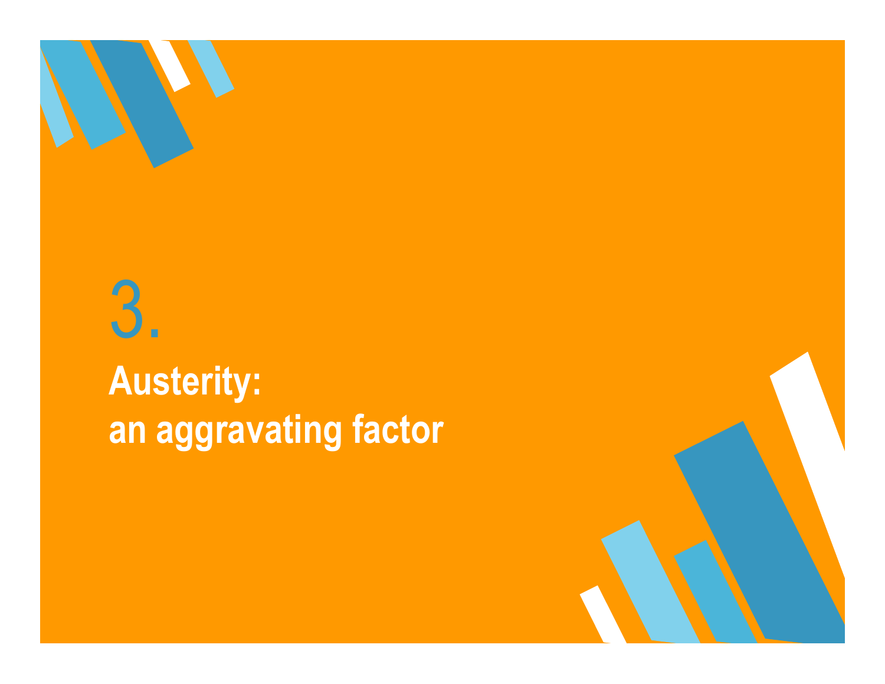# 3.

## Austerity:
## an aggravating factor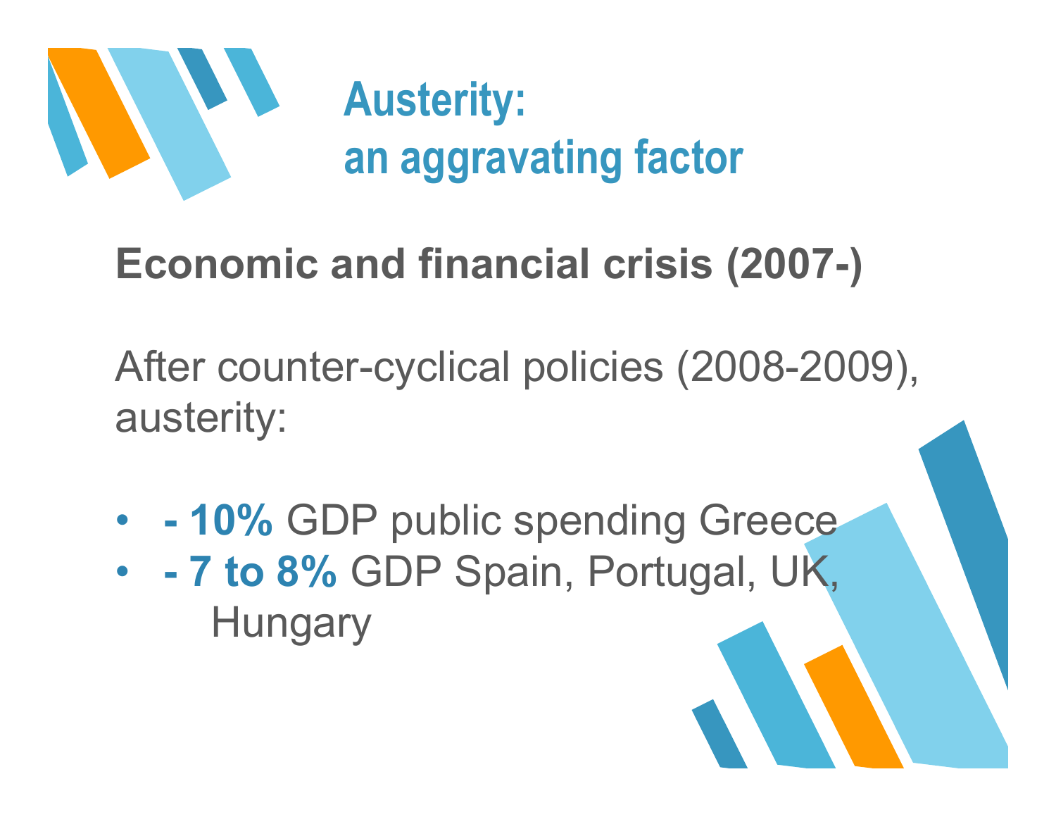# Austerity: an aggravating factor

**Economic and financial crisis (2007-)**

After counter-cyclical policies (2008-2009), austerity:

- **- 10%** GDP public spending Greece
- **- 7 to 8%** GDP Spain, Portugal, UK, Hungary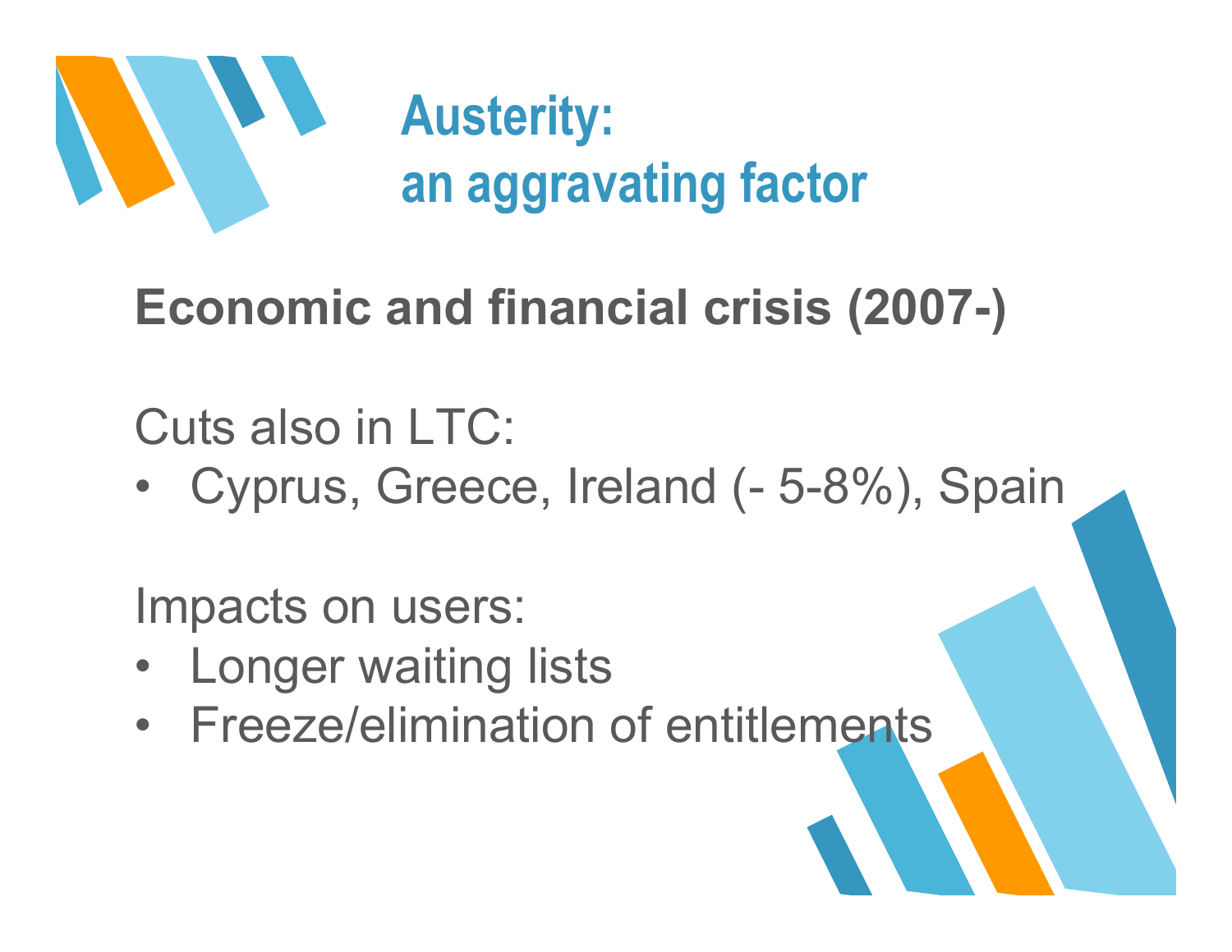# Austerity: an aggravating factor

**Economic and financial crisis (2007-)**

Cuts also in LTC:

- Cyprus, Greece, Ireland (- 5-8%), Spain

Impacts on users:

- Longer waiting lists
- Freeze/elimination of entitlements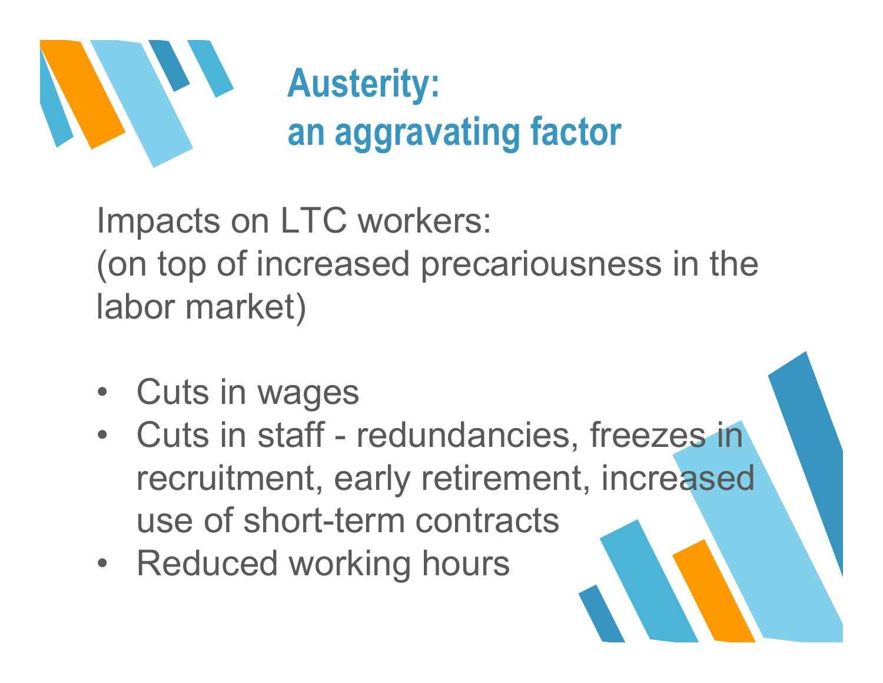# Austerity: an aggravating factor

Impacts on LTC workers:
(on top of increased precariousness in the labor market)

- Cuts in wages
- Cuts in staff - redundancies, freezes in recruitment, early retirement, increased use of short-term contracts
- Reduced working hours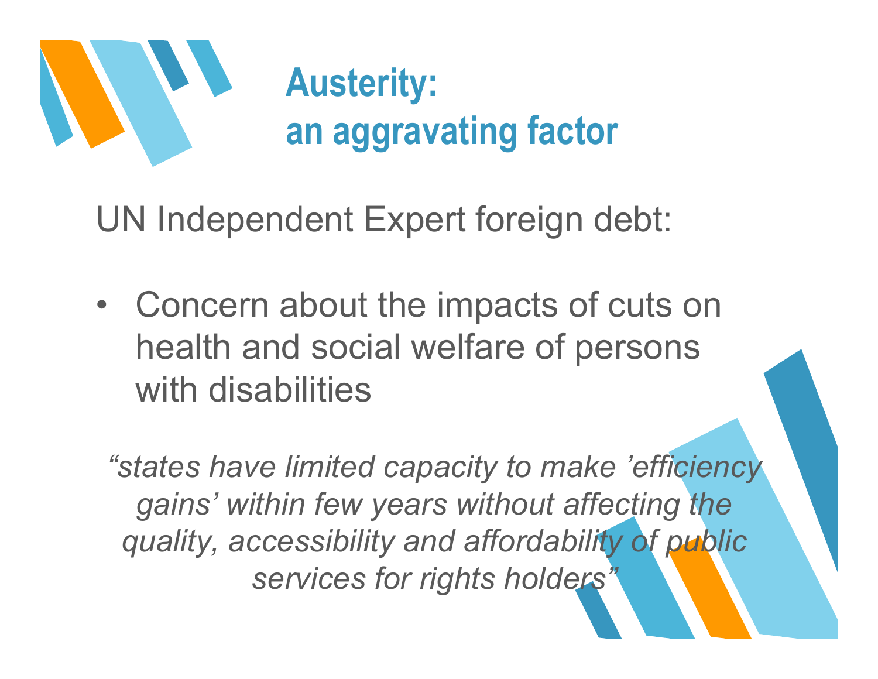# Austerity: an aggravating factor

UN Independent Expert foreign debt:

- Concern about the impacts of cuts on health and social welfare of persons with disabilities

*“states have limited capacity to make ’efficiency gains’ within few years without affecting the quality, accessibility and affordability of public services for rights holders”*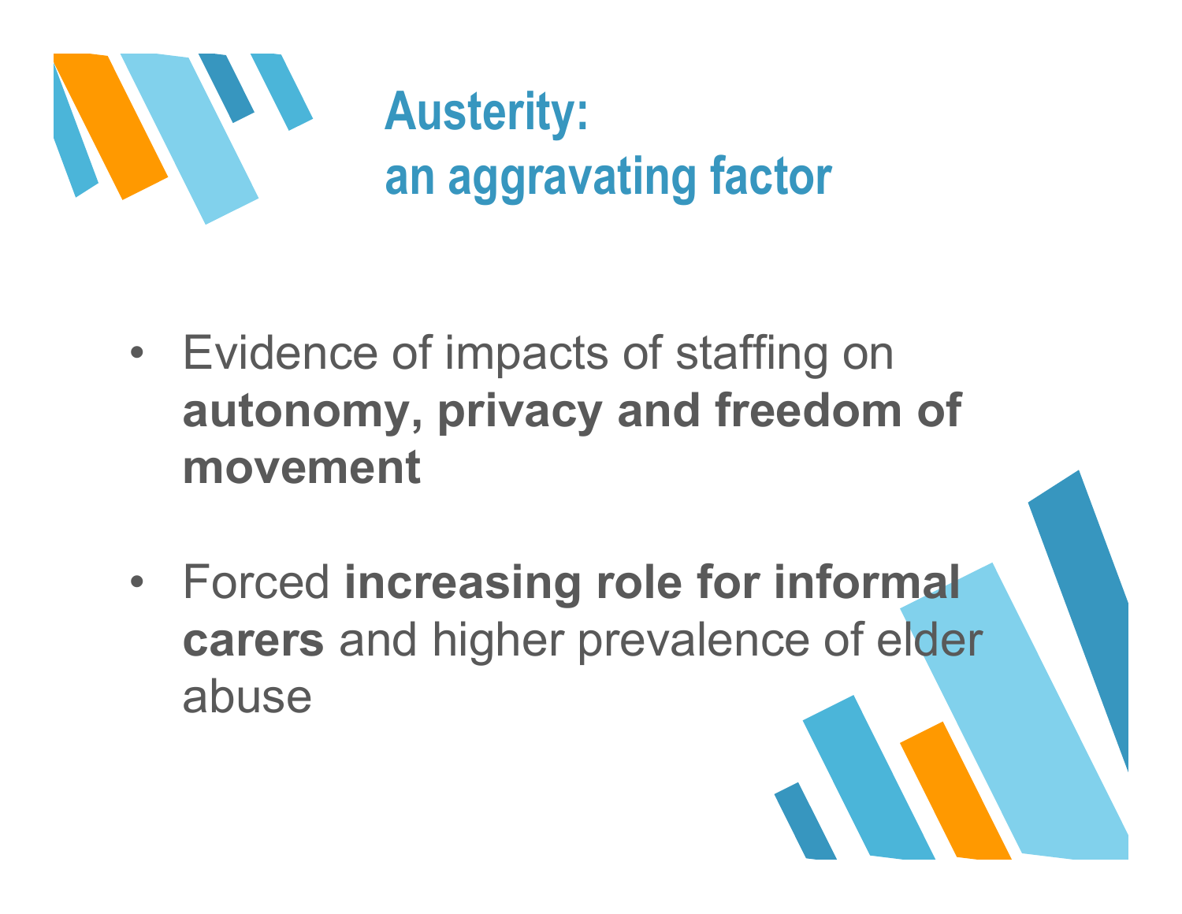# Austerity:
# an aggravating factor

- Evidence of impacts of staffing on **autonomy, privacy and freedom of movement**

- Forced **increasing role for informal carers** and higher prevalence of elder abuse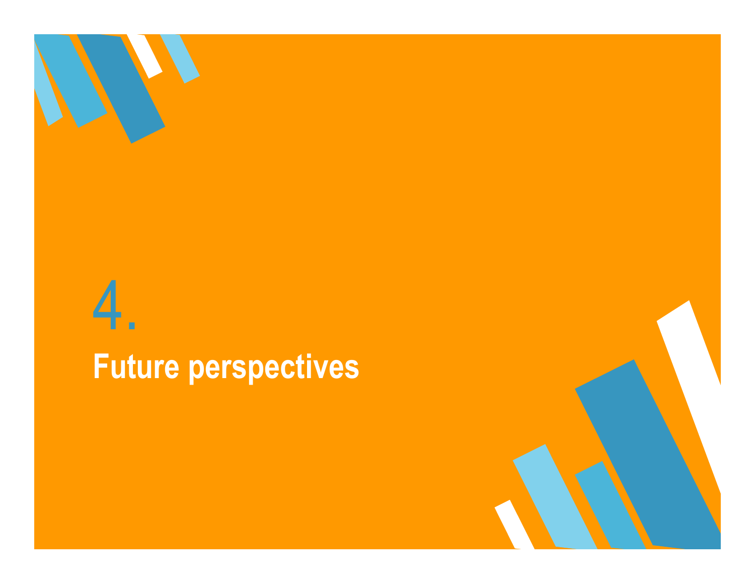# 4.

## Future perspectives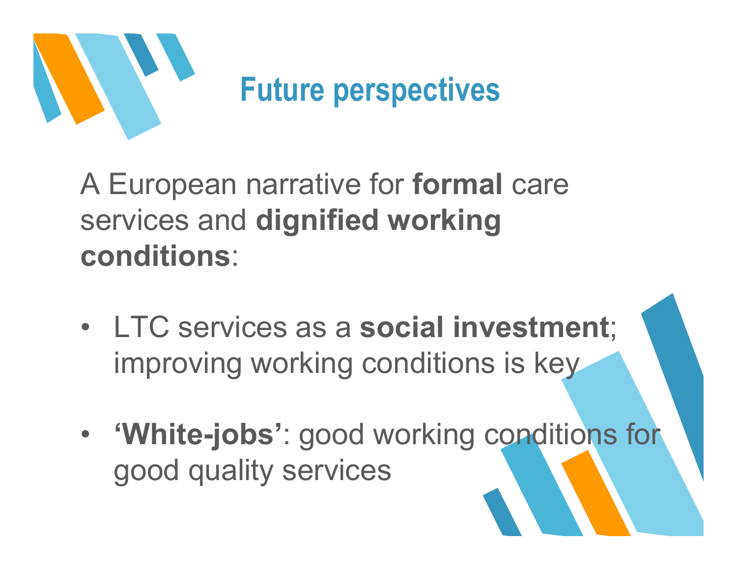# Future perspectives

A European narrative for **formal** care services and **dignified working conditions**:

- LTC services as a **social investment**; improving working conditions is key
- **‘White-jobs’**: good working conditions for good quality services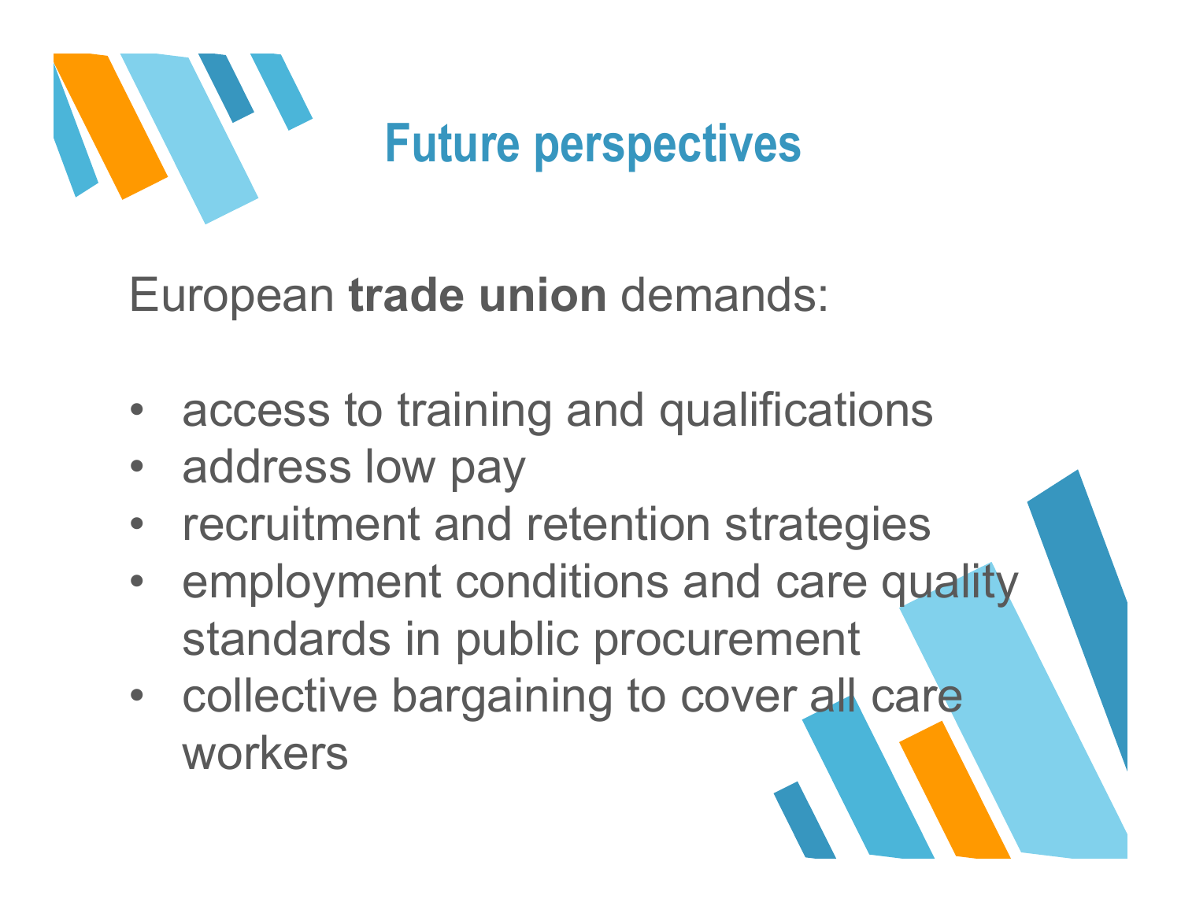# Future perspectives

European **trade union** demands:

- access to training and qualifications
- address low pay
- recruitment and retention strategies
- employment conditions and care quality standards in public procurement
- collective bargaining to cover all care workers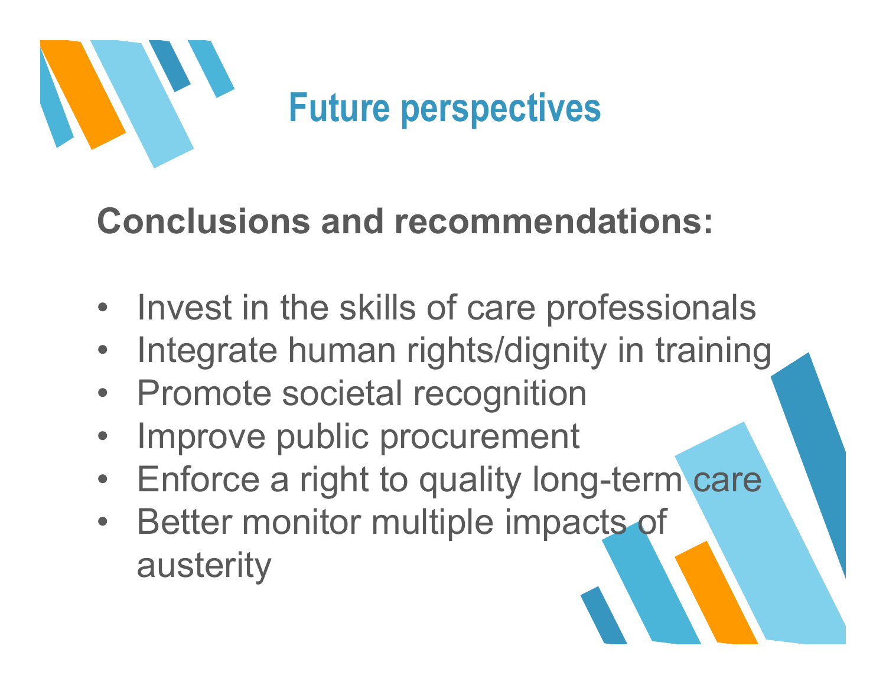# Future perspectives

**Conclusions and recommendations:**

- Invest in the skills of care professionals
- Integrate human rights/dignity in training
- Promote societal recognition
- Improve public procurement
- Enforce a right to quality long-term care
- Better monitor multiple impacts of austerity